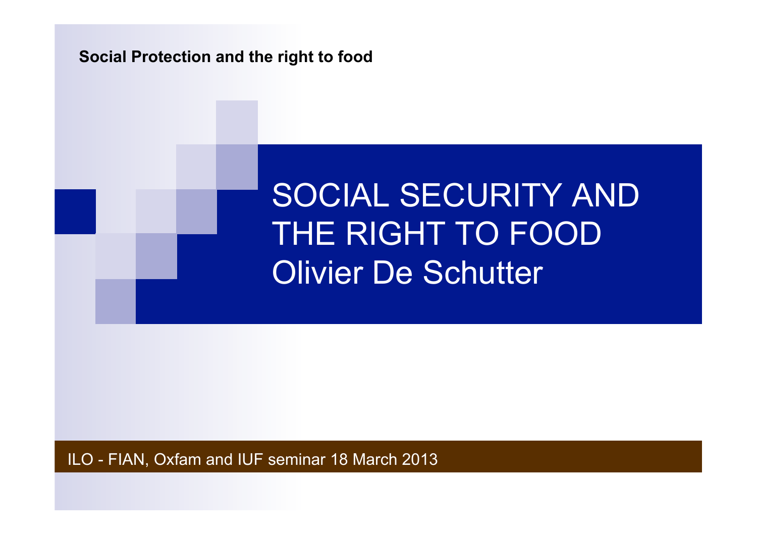**Social Protection and the right to food**

# SOCIAL SECURITY AND THE RIGHT TO FOOD

## Olivier De Schutter

ILO - FIAN, Oxfam and IUF seminar 18 March 2013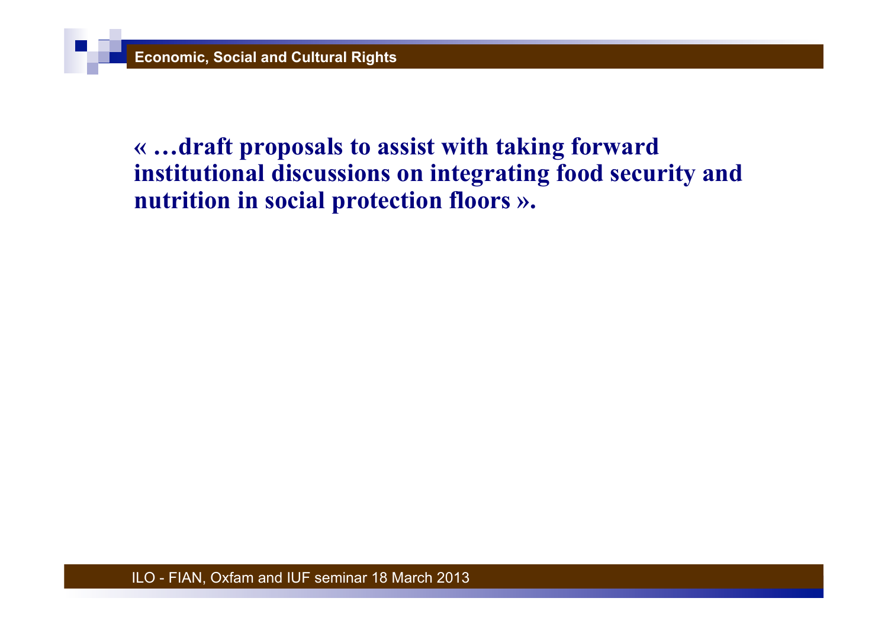**« …draft proposals to assist with taking forward institutional discussions on integrating food security and nutrition in social protection floors ».**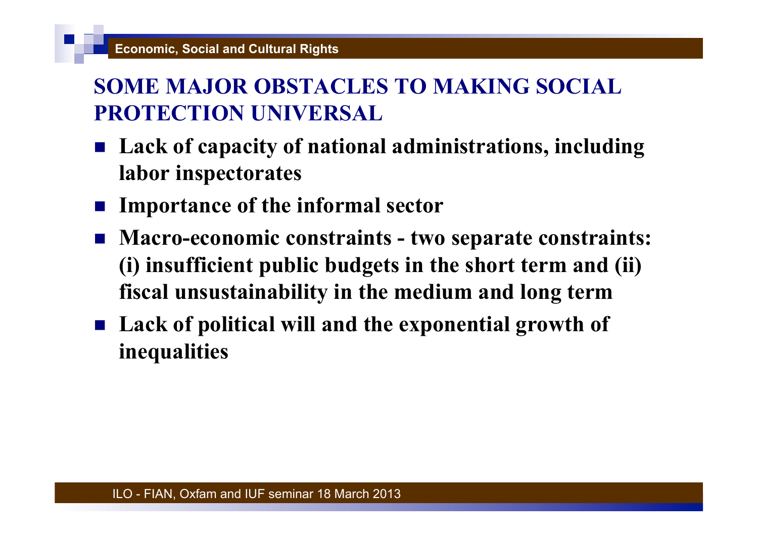## SOME MAJOR OBSTACLES TO MAKING SOCIAL PROTECTION UNIVERSAL

- **Lack of capacity of national administrations, including labor inspectorates**
- **Importance of the informal sector**
- **Macro-economic constraints - two separate constraints: (i) insufficient public budgets in the short term and (ii) fiscal unsustainability in the medium and long term**
- **Lack of political will and the exponential growth of inequalities**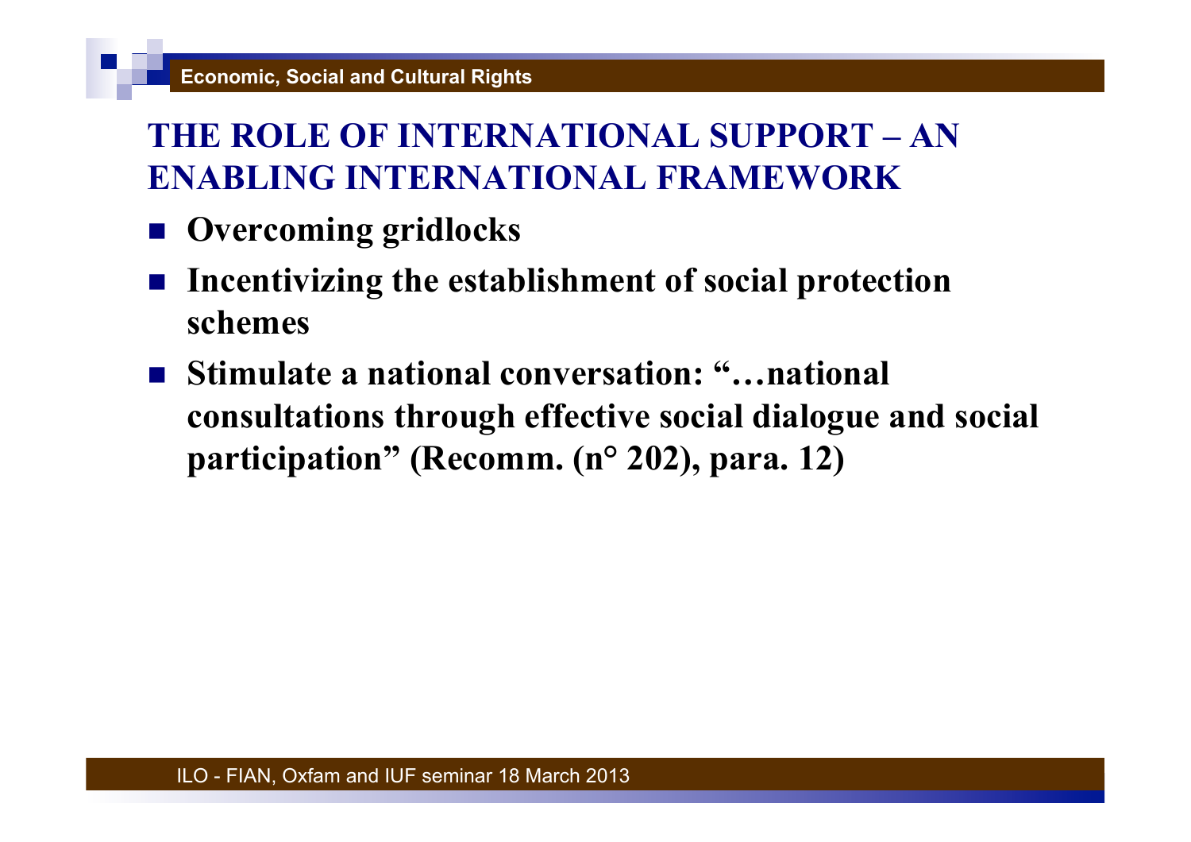## THE ROLE OF INTERNATIONAL SUPPORT – AN ENABLING INTERNATIONAL FRAMEWORK

- **Overcoming gridlocks**
- **Incentivizing the establishment of social protection schemes**
- **Stimulate a national conversation: "…national consultations through effective social dialogue and social participation" (Recomm. (n° 202), para. 12)**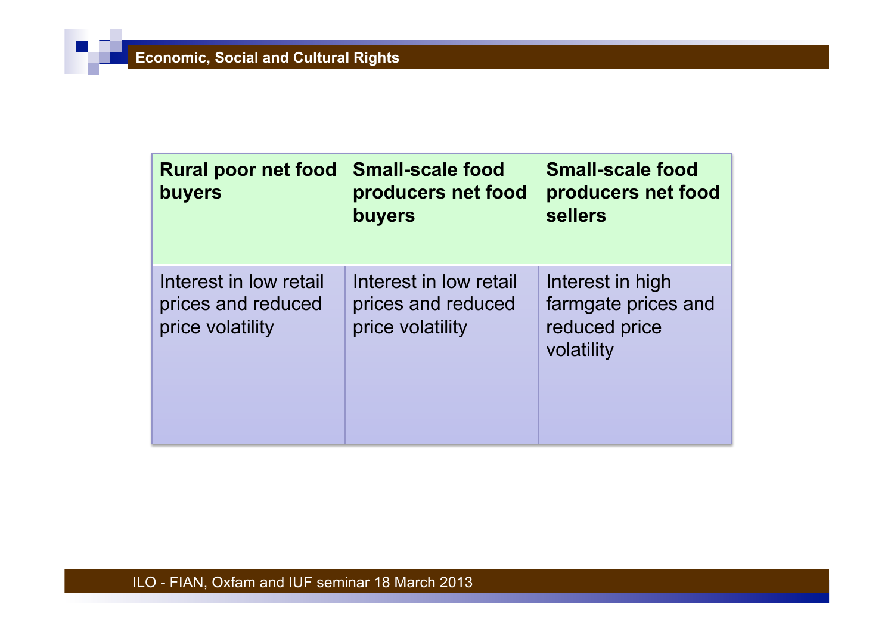| Rural poor net food buyers | Small-scale food producers net food buyers | Small-scale food producers net food sellers |
|---|---|---|
| Interest in low retail prices and reduced price volatility | Interest in low retail prices and reduced price volatility | Interest in high farmgate prices and reduced price volatility |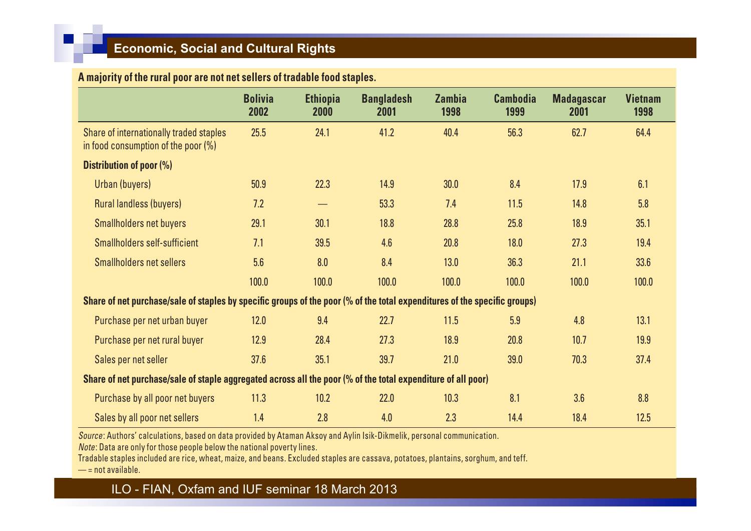## Economic, Social and Cultural Rights

**A majority of the rural poor are not net sellers of tradable food staples.**

| | Bolivia 2002 | Ethiopia 2000 | Bangladesh 2001 | Zambia 1998 | Cambodia 1999 | Madagascar 2001 | Vietnam 1998 |
|---|---|---|---|---|---|---|---|
| Share of internationally traded staples in food consumption of the poor (%) | 25.5 | 24.1 | 41.2 | 40.4 | 56.3 | 62.7 | 64.4 |
| **Distribution of poor (%)** | | | | | | | |
| Urban (buyers) | 50.9 | 22.3 | 14.9 | 30.0 | 8.4 | 17.9 | 6.1 |
| Rural landless (buyers) | 7.2 | — | 53.3 | 7.4 | 11.5 | 14.8 | 5.8 |
| Smallholders net buyers | 29.1 | 30.1 | 18.8 | 28.8 | 25.8 | 18.9 | 35.1 |
| Smallholders self-sufficient | 7.1 | 39.5 | 4.6 | 20.8 | 18.0 | 27.3 | 19.4 |
| Smallholders net sellers | 5.6 | 8.0 | 8.4 | 13.0 | 36.3 | 21.1 | 33.6 |
| | 100.0 | 100.0 | 100.0 | 100.0 | 100.0 | 100.0 | 100.0 |
| **Share of net purchase/sale of staples by specific groups of the poor (% of the total expenditures of the specific groups)** | | | | | | | |
| Purchase per net urban buyer | 12.0 | 9.4 | 22.7 | 11.5 | 5.9 | 4.8 | 13.1 |
| Purchase per net rural buyer | 12.9 | 28.4 | 27.3 | 18.9 | 20.8 | 10.7 | 19.9 |
| Sales per net seller | 37.6 | 35.1 | 39.7 | 21.0 | 39.0 | 70.3 | 37.4 |
| **Share of net purchase/sale of staple aggregated across all the poor (% of the total expenditure of all poor)** | | | | | | | |
| Purchase by all poor net buyers | 11.3 | 10.2 | 22.0 | 10.3 | 8.1 | 3.6 | 8.8 |
| Sales by all poor net sellers | 1.4 | 2.8 | 4.0 | 2.3 | 14.4 | 18.4 | 12.5 |

*Source*: Authors' calculations, based on data provided by Ataman Aksoy and Aylin Isik-Dikmelik, personal communication.
*Note*: Data are only for those people below the national poverty lines.
Tradable staples included are rice, wheat, maize, and beans. Excluded staples are cassava, potatoes, plantains, sorghum, and teff.
— = not available.

ILO - FIAN, Oxfam and IUF seminar 18 March 2013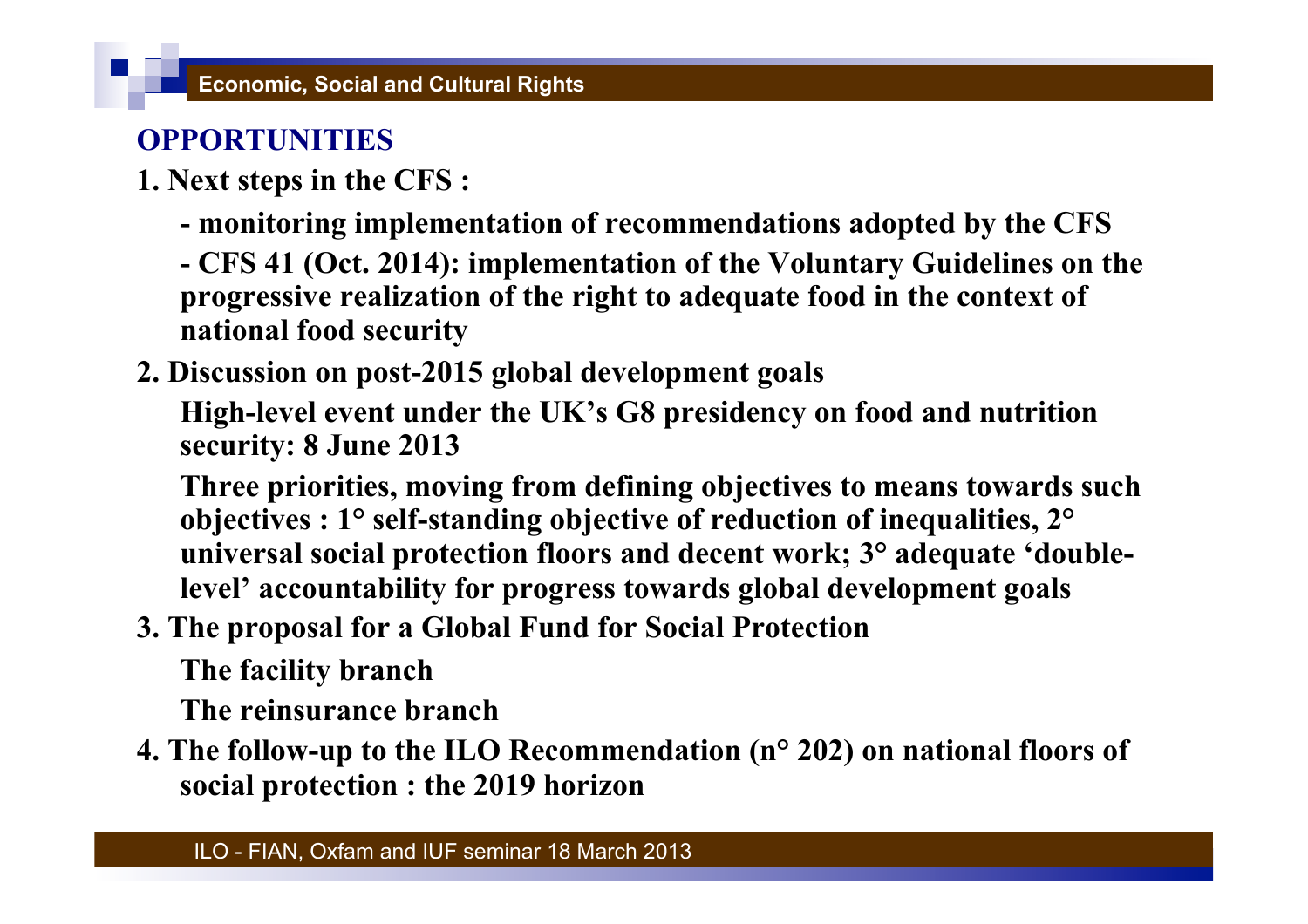## OPPORTUNITIES

**1. Next steps in the CFS :**

**- monitoring implementation of recommendations adopted by the CFS**

**- CFS 41 (Oct. 2014): implementation of the Voluntary Guidelines on the progressive realization of the right to adequate food in the context of national food security**

**2. Discussion on post-2015 global development goals**

**High-level event under the UK's G8 presidency on food and nutrition security: 8 June 2013**

**Three priorities, moving from defining objectives to means towards such objectives : 1° self-standing objective of reduction of inequalities, 2° universal social protection floors and decent work; 3° adequate 'double-level' accountability for progress towards global development goals**

**3. The proposal for a Global Fund for Social Protection**

**The facility branch**

**The reinsurance branch**

**4. The follow-up to the ILO Recommendation (n° 202) on national floors of social protection : the 2019 horizon**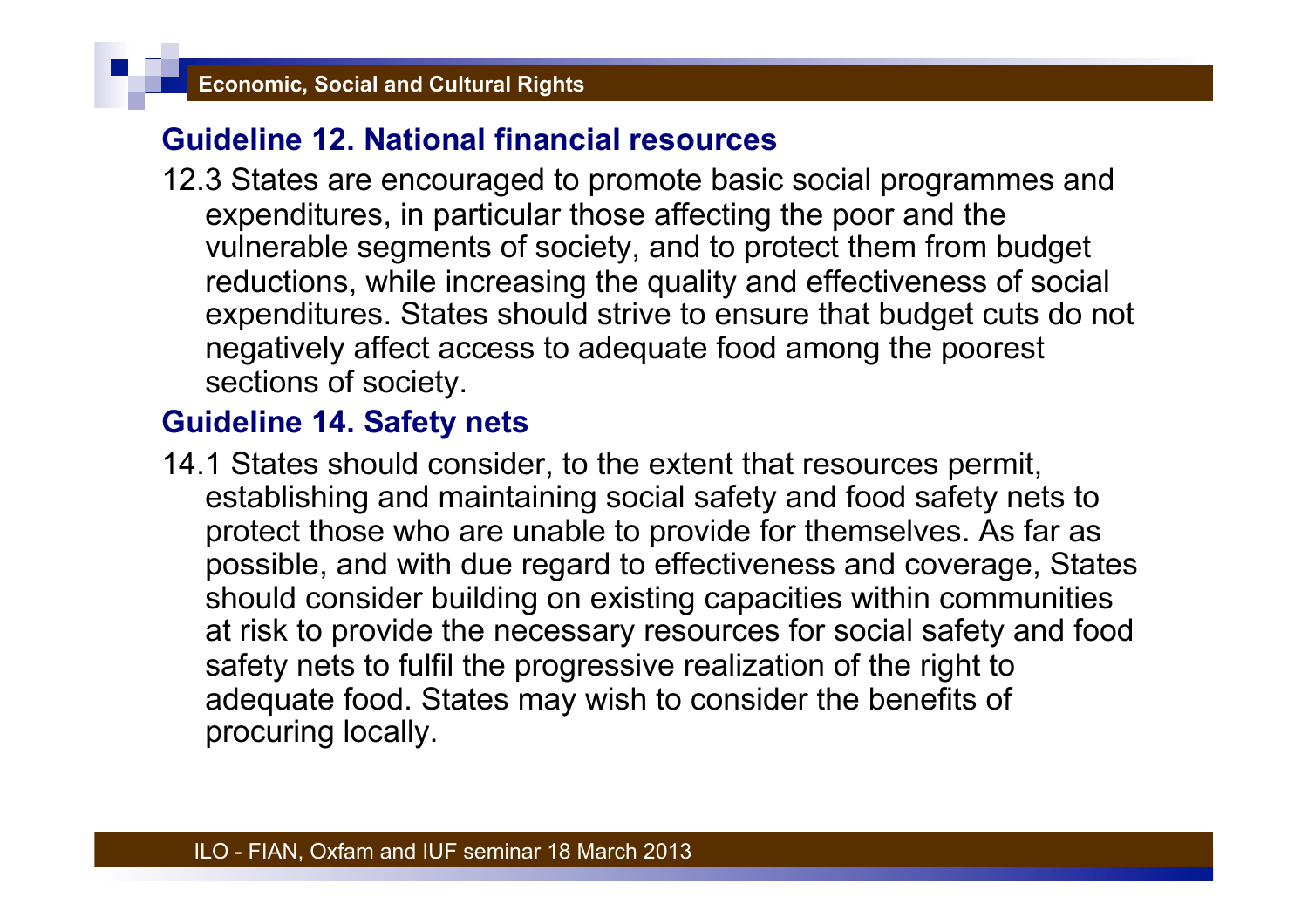## Guideline 12. National financial resources

12.3 States are encouraged to promote basic social programmes and expenditures, in particular those affecting the poor and the vulnerable segments of society, and to protect them from budget reductions, while increasing the quality and effectiveness of social expenditures. States should strive to ensure that budget cuts do not negatively affect access to adequate food among the poorest sections of society.

## Guideline 14. Safety nets

14.1 States should consider, to the extent that resources permit, establishing and maintaining social safety and food safety nets to protect those who are unable to provide for themselves. As far as possible, and with due regard to effectiveness and coverage, States should consider building on existing capacities within communities at risk to provide the necessary resources for social safety and food safety nets to fulfil the progressive realization of the right to adequate food. States may wish to consider the benefits of procuring locally.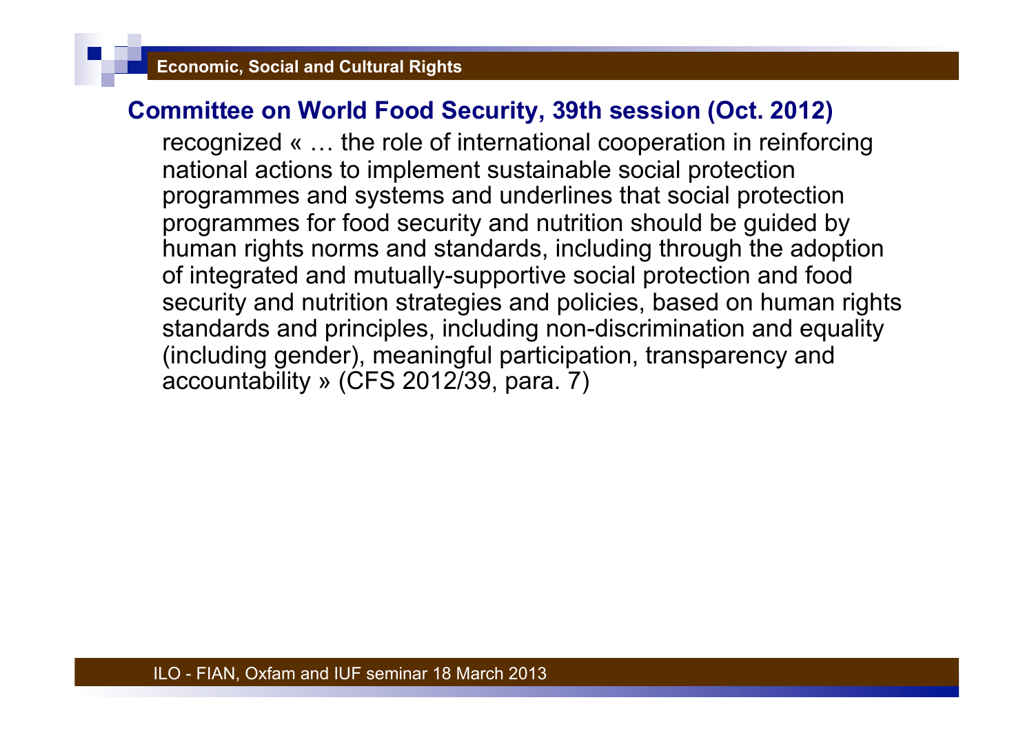## Committee on World Food Security, 39th session (Oct. 2012)

recognized « … the role of international cooperation in reinforcing national actions to implement sustainable social protection programmes and systems and underlines that social protection programmes for food security and nutrition should be guided by human rights norms and standards, including through the adoption of integrated and mutually-supportive social protection and food security and nutrition strategies and policies, based on human rights standards and principles, including non-discrimination and equality (including gender), meaningful participation, transparency and accountability » (CFS 2012/39, para. 7)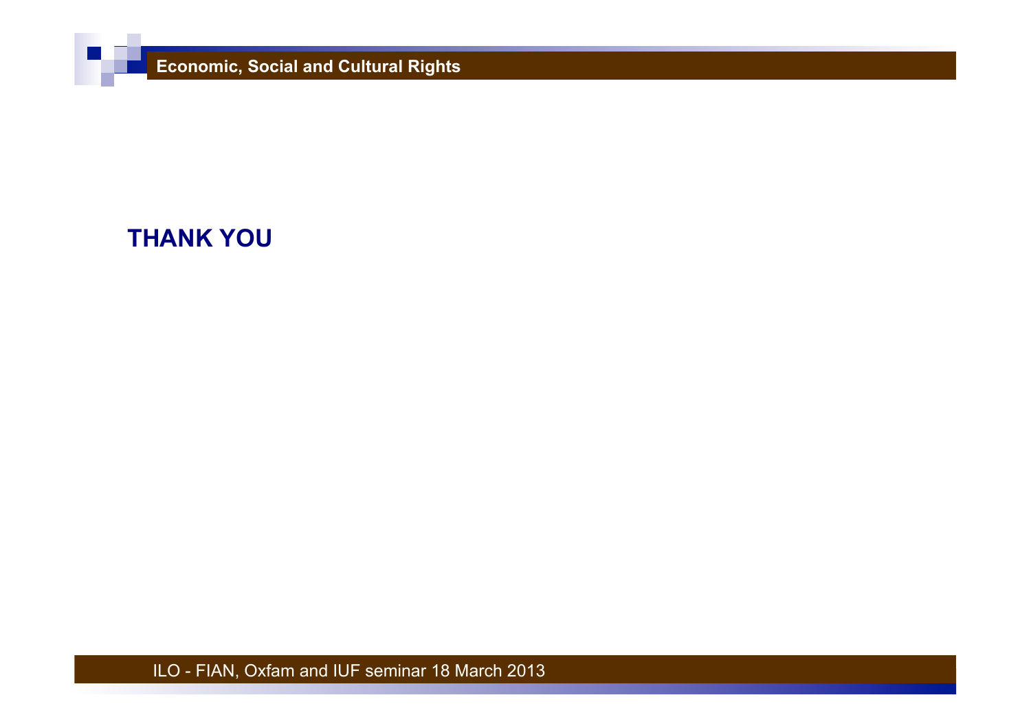**THANK YOU**